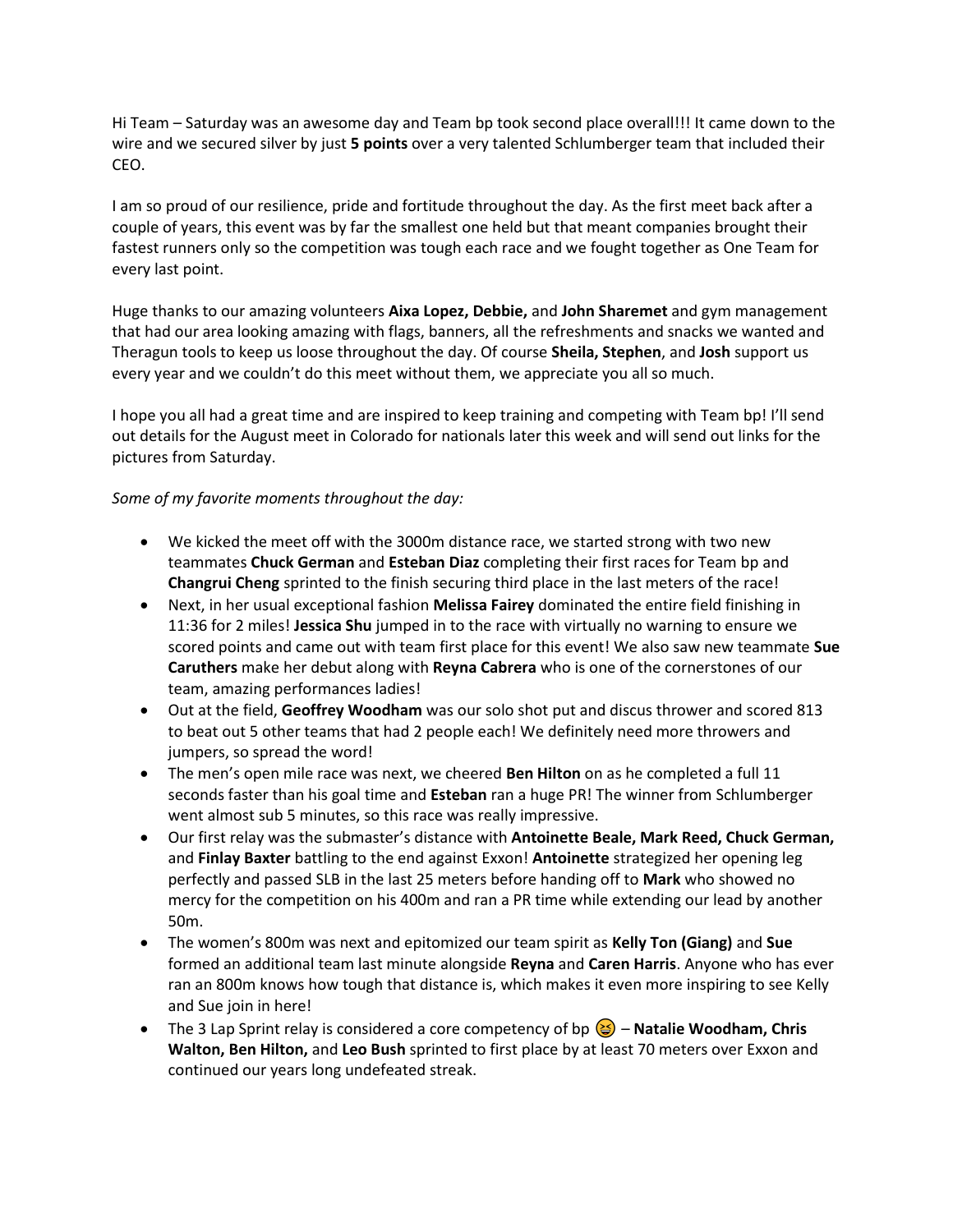Hi Team – Saturday was an awesome day and Team bp took second place overall!!! It came down to the wire and we secured silver by just **5 points** over a very talented Schlumberger team that included their CEO.

I am so proud of our resilience, pride and fortitude throughout the day. As the first meet back after a couple of years, this event was by far the smallest one held but that meant companies brought their fastest runners only so the competition was tough each race and we fought together as One Team for every last point.

Huge thanks to our amazing volunteers **Aixa Lopez, Debbie,** and **John Sharemet** and gym management that had our area looking amazing with flags, banners, all the refreshments and snacks we wanted and Theragun tools to keep us loose throughout the day. Of course **Sheila, Stephen**, and **Josh** support us every year and we couldn't do this meet without them, we appreciate you all so much.

I hope you all had a great time and are inspired to keep training and competing with Team bp! I'll send out details for the August meet in Colorado for nationals later this week and will send out links for the pictures from Saturday.

*Some of my favorite moments throughout the day:*

- We kicked the meet off with the 3000m distance race, we started strong with two new teammates **Chuck German** and **Esteban Diaz** completing their first races for Team bp and **Changrui Cheng** sprinted to the finish securing third place in the last meters of the race!
- Next, in her usual exceptional fashion **Melissa Fairey** dominated the entire field finishing in 11:36 for 2 miles! **Jessica Shu** jumped in to the race with virtually no warning to ensure we scored points and came out with team first place for this event! We also saw new teammate **Sue Caruthers** make her debut along with **Reyna Cabrera** who is one of the cornerstones of our team, amazing performances ladies!
- Out at the field, **Geoffrey Woodham** was our solo shot put and discus thrower and scored 813 to beat out 5 other teams that had 2 people each! We definitely need more throwers and jumpers, so spread the word!
- The men's open mile race was next, we cheered **Ben Hilton** on as he completed a full 11 seconds faster than his goal time and **Esteban** ran a huge PR! The winner from Schlumberger went almost sub 5 minutes, so this race was really impressive.
- Our first relay was the submaster's distance with **Antoinette Beale, Mark Reed, Chuck German,** and **Finlay Baxter** battling to the end against Exxon! **Antoinette** strategized her opening leg perfectly and passed SLB in the last 25 meters before handing off to **Mark** who showed no mercy for the competition on his 400m and ran a PR time while extending our lead by another 50m.
- The women's 800m was next and epitomized our team spirit as **Kelly Ton (Giang)** and **Sue** formed an additional team last minute alongside **Reyna** and **Caren Harris**. Anyone who has ever ran an 800m knows how tough that distance is, which makes it even more inspiring to see Kelly and Sue join in here!
- The 3 Lap Sprint relay is considered a core competency of bp 😆 – **Natalie Woodham, Chris Walton, Ben Hilton,** and **Leo Bush** sprinted to first place by at least 70 meters over Exxon and continued our years long undefeated streak.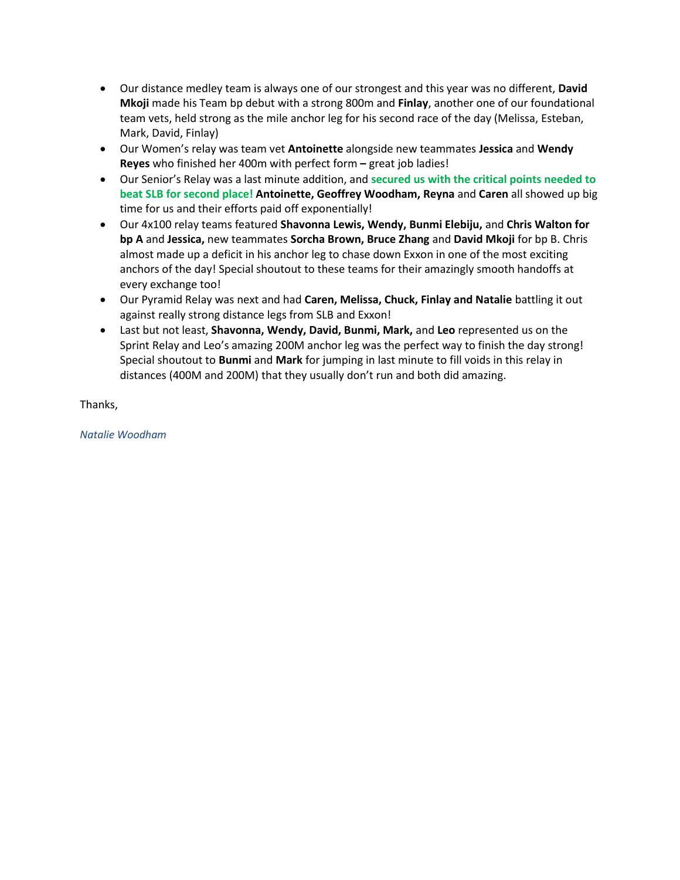- Our distance medley team is always one of our strongest and this year was no different, **David Mkoji** made his Team bp debut with a strong 800m and **Finlay**, another one of our foundational team vets, held strong as the mile anchor leg for his second race of the day (Melissa, Esteban, Mark, David, Finlay)
- Our Women's relay was team vet **Antoinette** alongside new teammates **Jessica** and **Wendy Reyes** who finished her 400m with perfect form **–** great job ladies!
- Our Senior's Relay was a last minute addition, and **secured us with the critical points needed to beat SLB for second place!** **Antoinette, Geoffrey Woodham, Reyna** and **Caren** all showed up big time for us and their efforts paid off exponentially!
- Our 4x100 relay teams featured **Shavonna Lewis, Wendy, Bunmi Elebiju,** and **Chris Walton for bp A** and **Jessica,** new teammates **Sorcha Brown, Bruce Zhang** and **David Mkoji** for bp B. Chris almost made up a deficit in his anchor leg to chase down Exxon in one of the most exciting anchors of the day! Special shoutout to these teams for their amazingly smooth handoffs at every exchange too!
- Our Pyramid Relay was next and had **Caren, Melissa, Chuck, Finlay and Natalie** battling it out against really strong distance legs from SLB and Exxon!
- Last but not least, **Shavonna, Wendy, David, Bunmi, Mark,** and **Leo** represented us on the Sprint Relay and Leo's amazing 200M anchor leg was the perfect way to finish the day strong! Special shoutout to **Bunmi** and **Mark** for jumping in last minute to fill voids in this relay in distances (400M and 200M) that they usually don't run and both did amazing.

Thanks,

*Natalie Woodham*